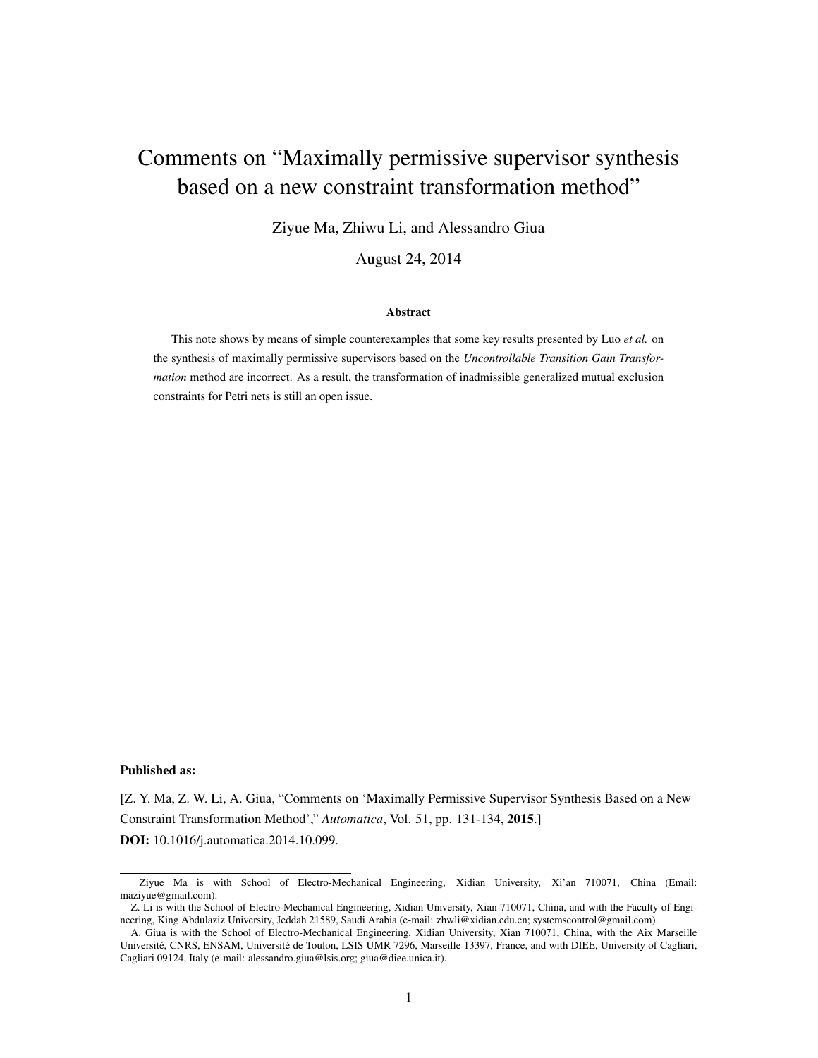# Comments on "Maximally permissive supervisor synthesis based on a new constraint transformation method"

Ziyue Ma, Zhiwu Li, and Alessandro Giua

August 24, 2014

### Abstract

This note shows by means of simple counterexamples that some key results presented by Luo *et al.* on the synthesis of maximally permissive supervisors based on the *Uncontrollable Transition Gain Transformation* method are incorrect. As a result, the transformation of inadmissible generalized mutual exclusion constraints for Petri nets is still an open issue.

**Published as:**

[Z. Y. Ma, Z. W. Li, A. Giua, "Comments on 'Maximally Permissive Supervisor Synthesis Based on a New Constraint Transformation Method'," *Automatica*, Vol. 51, pp. 131-134, **2015**.]

**DOI:** 10.1016/j.automatica.2014.10.099.

---

Ziyue Ma is with School of Electro-Mechanical Engineering, Xidian University, Xi'an 710071, China (Email: maziyue@gmail.com).

Z. Li is with the School of Electro-Mechanical Engineering, Xidian University, Xian 710071, China, and with the Faculty of Engineering, King Abdulaziz University, Jeddah 21589, Saudi Arabia (e-mail: zhwli@xidian.edu.cn; systemscontrol@gmail.com).

A. Giua is with the School of Electro-Mechanical Engineering, Xidian University, Xian 710071, China, with the Aix Marseille Université, CNRS, ENSAM, Université de Toulon, LSIS UMR 7296, Marseille 13397, France, and with DIEE, University of Cagliari, Cagliari 09124, Italy (e-mail: alessandro.giua@lsis.org; giua@diee.unica.it).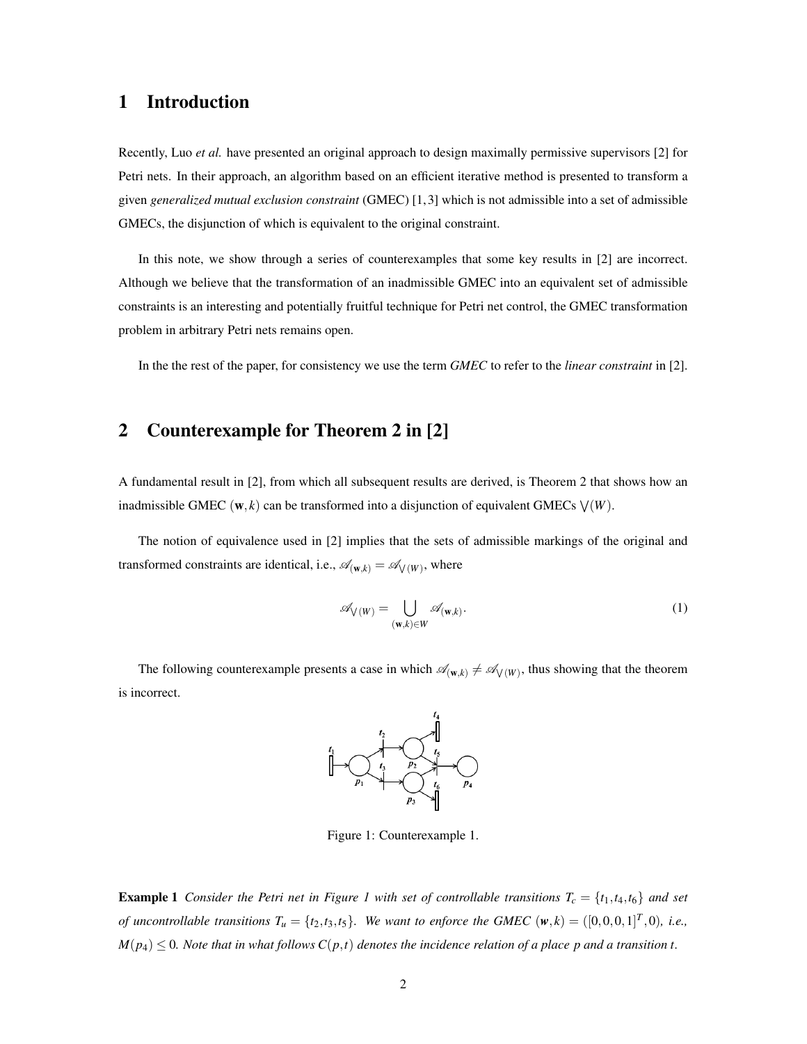## 1 Introduction

Recently, Luo *et al.* have presented an original approach to design maximally permissive supervisors [2] for Petri nets. In their approach, an algorithm based on an efficient iterative method is presented to transform a given *generalized mutual exclusion constraint* (GMEC) [1, 3] which is not admissible into a set of admissible GMECs, the disjunction of which is equivalent to the original constraint.

In this note, we show through a series of counterexamples that some key results in [2] are incorrect. Although we believe that the transformation of an inadmissible GMEC into an equivalent set of admissible constraints is an interesting and potentially fruitful technique for Petri net control, the GMEC transformation problem in arbitrary Petri nets remains open.

In the the rest of the paper, for consistency we use the term *GMEC* to refer to the *linear constraint* in [2].

## 2 Counterexample for Theorem 2 in [2]

A fundamental result in [2], from which all subsequent results are derived, is Theorem 2 that shows how an inadmissible GMEC $(\mathbf{w}, k)$ can be transformed into a disjunction of equivalent GMECs $\bigvee(W)$.

The notion of equivalence used in [2] implies that the sets of admissible markings of the original and transformed constraints are identical, i.e., $\mathscr{A}_{(\mathbf{w},k)} = \mathscr{A}_{\bigvee(W)}$, where

$$\mathscr{A}_{\bigvee(W)} = \bigcup_{(\mathbf{w},k)\in W} \mathscr{A}_{(\mathbf{w},k)}. \tag{1}$$

The following counterexample presents a case in which $\mathscr{A}_{(\mathbf{w},k)} \neq \mathscr{A}_{\bigvee(W)}$, thus showing that the theorem is incorrect.

Figure 1: Counterexample 1.

**Example 1** *Consider the Petri net in Figure 1 with set of controllable transitions $T_c = \{t_1, t_4, t_6\}$ and set of uncontrollable transitions $T_u = \{t_2, t_3, t_5\}$. We want to enforce the GMEC $(\boldsymbol{w}, k) = ([0, 0, 0, 1]^T, 0)$, i.e., $M(p_4) \leq 0$. Note that in what follows $C(p, t)$ denotes the incidence relation of a place $p$ and a transition $t$.*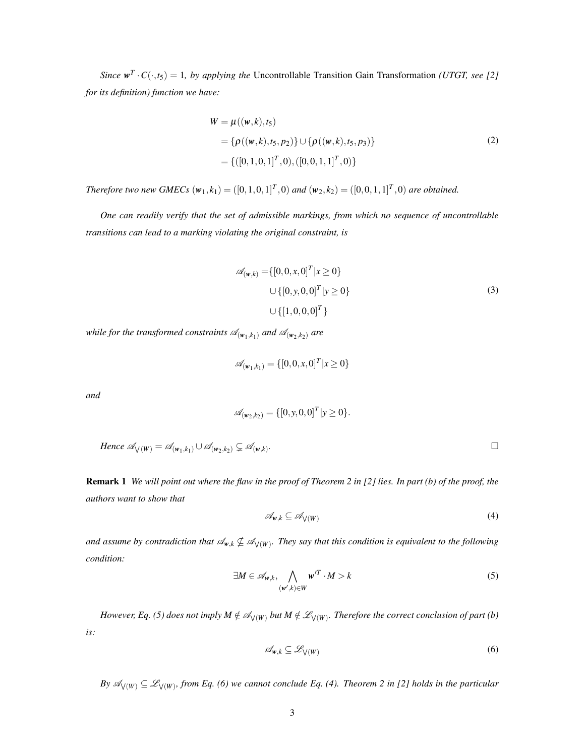*Since $\boldsymbol{w}^T \cdot C(\cdot, t_5) = 1$, by applying the* Uncontrollable Transition Gain Transformation *(UTGT, see [2] for its definition) function we have:*

$$
\begin{aligned}
W &= \mu((\boldsymbol{w}, k), t_5) \\
&= \{\rho((\boldsymbol{w}, k), t_5, p_2)\} \cup \{\rho((\boldsymbol{w}, k), t_5, p_3)\} \\
&= \{([0,1,0,1]^T, 0), ([0,0,1,1]^T, 0)\}
\end{aligned}
\tag{2}
$$

*Therefore two new GMECs $(\boldsymbol{w}_1, k_1) = ([0,1,0,1]^T, 0)$ and $(\boldsymbol{w}_2, k_2) = ([0,0,1,1]^T, 0)$ are obtained.*

*One can readily verify that the set of admissible markings, from which no sequence of uncontrollable transitions can lead to a marking violating the original constraint, is*

$$
\begin{aligned}
\mathscr{A}_{(\boldsymbol{w},k)} =& \{[0,0,x,0]^T | x \geq 0\} \\
& \cup \{[0,y,0,0]^T | y \geq 0\} \\
& \cup \{[1,0,0,0]^T\}
\end{aligned}
\tag{3}
$$

*while for the transformed constraints $\mathscr{A}_{(\boldsymbol{w}_1,k_1)}$ and $\mathscr{A}_{(\boldsymbol{w}_2,k_2)}$ are*

$$
\mathscr{A}_{(\boldsymbol{w}_1,k_1)} = \{[0,0,x,0]^T | x \geq 0\}
$$

*and*

$$
\mathscr{A}_{(\boldsymbol{w}_2,k_2)} = \{[0,y,0,0]^T | y \geq 0\}.
$$

*Hence $\mathscr{A}_{\bigvee(W)} = \mathscr{A}_{(\boldsymbol{w}_1,k_1)} \cup \mathscr{A}_{(\boldsymbol{w}_2,k_2)} \subsetneq \mathscr{A}_{(\boldsymbol{w},k)}$.* □

**Remark 1** *We will point out where the flaw in the proof of Theorem 2 in [2] lies. In part (b) of the proof, the authors want to show that*

$$
\mathscr{A}_{\boldsymbol{w},k} \subseteq \mathscr{A}_{\bigvee(W)}
\tag{4}
$$

*and assume by contradiction that $\mathscr{A}_{\boldsymbol{w},k} \nsubseteq \mathscr{A}_{\bigvee(W)}$. They say that this condition is equivalent to the following condition:*

$$
\exists M \in \mathscr{A}_{\boldsymbol{w},k}, \bigwedge_{(\boldsymbol{w}',k) \in W} \boldsymbol{w}'^T \cdot M > k
\tag{5}
$$

*However, Eq. (5) does not imply $M \notin \mathscr{A}_{\bigvee(W)}$ but $M \notin \mathscr{L}_{\bigvee(W)}$. Therefore the correct conclusion of part (b) is:*

$$
\mathscr{A}_{\boldsymbol{w},k} \subseteq \mathscr{L}_{\bigvee(W)}
\tag{6}
$$

*By $\mathscr{A}_{\bigvee(W)} \subseteq \mathscr{L}_{\bigvee(W)}$, from Eq. (6) we cannot conclude Eq. (4). Theorem 2 in [2] holds in the particular*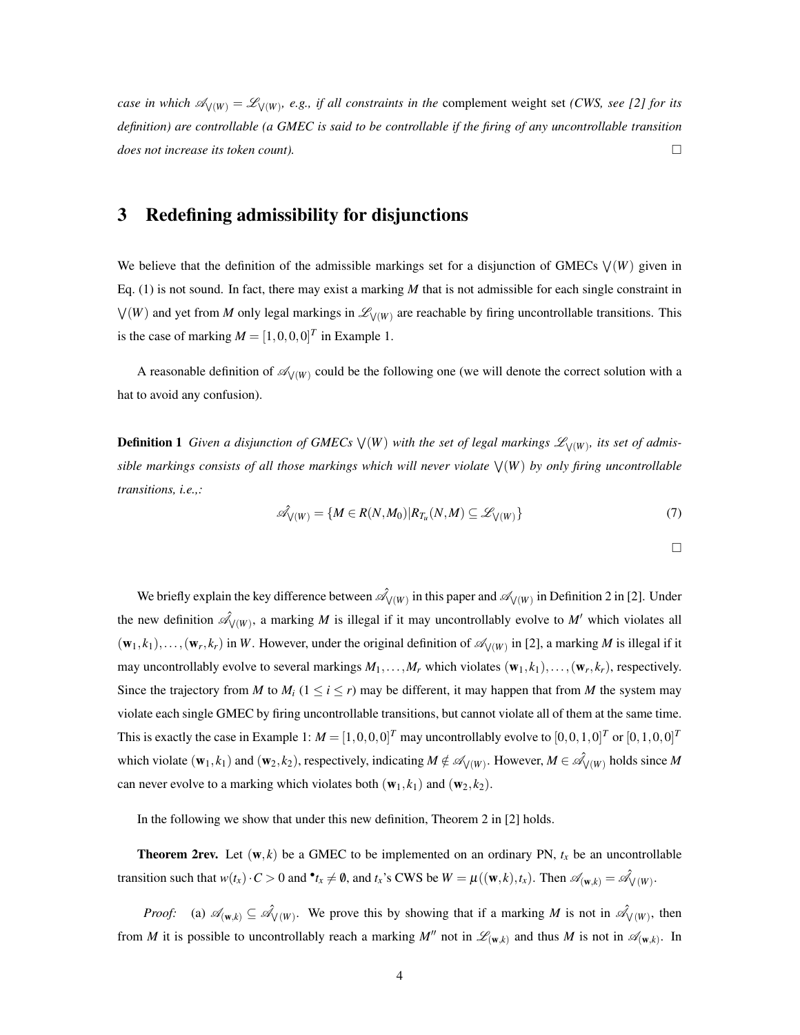*case in which $\mathscr{A}_{\bigvee(W)} = \mathscr{L}_{\bigvee(W)}$, e.g., if all constraints in the* complement weight set *(CWS, see [2] for its definition) are controllable (a GMEC is said to be controllable if the firing of any uncontrollable transition does not increase its token count).* □

# 3 Redefining admissibility for disjunctions

We believe that the definition of the admissible markings set for a disjunction of GMECs $\bigvee(W)$ given in Eq. (1) is not sound. In fact, there may exist a marking $M$ that is not admissible for each single constraint in $\bigvee(W)$ and yet from $M$ only legal markings in $\mathscr{L}_{\bigvee(W)}$ are reachable by firing uncontrollable transitions. This is the case of marking $M = [1,0,0,0]^T$ in Example 1.

A reasonable definition of $\mathscr{A}_{\bigvee(W)}$ could be the following one (we will denote the correct solution with a hat to avoid any confusion).

**Definition 1** *Given a disjunction of GMECs $\bigvee(W)$ with the set of legal markings $\mathscr{L}_{\bigvee(W)}$, its set of admissible markings consists of all those markings which will never violate $\bigvee(W)$ by only firing uncontrollable transitions, i.e.,:*

$$\hat{\mathscr{A}}_{\bigvee(W)} = \{M \in R(N,M_0) | R_{T_u}(N,M) \subseteq \mathscr{L}_{\bigvee(W)}\} \tag{7}$$

□

We briefly explain the key difference between $\hat{\mathscr{A}}_{\bigvee(W)}$ in this paper and $\mathscr{A}_{\bigvee(W)}$ in Definition 2 in [2]. Under the new definition $\hat{\mathscr{A}}_{\bigvee(W)}$, a marking $M$ is illegal if it may uncontrollably evolve to $M'$ which violates all $(\mathbf{w}_1,k_1),\ldots,(\mathbf{w}_r,k_r)$ in $W$. However, under the original definition of $\mathscr{A}_{\bigvee(W)}$ in [2], a marking $M$ is illegal if it may uncontrollably evolve to several markings $M_1,\ldots,M_r$ which violates $(\mathbf{w}_1,k_1),\ldots,(\mathbf{w}_r,k_r)$, respectively. Since the trajectory from $M$ to $M_i$ ($1 \leq i \leq r$) may be different, it may happen that from $M$ the system may violate each single GMEC by firing uncontrollable transitions, but cannot violate all of them at the same time. This is exactly the case in Example 1: $M = [1,0,0,0]^T$ may uncontrollably evolve to $[0,0,1,0]^T$ or $[0,1,0,0]^T$ which violate $(\mathbf{w}_1,k_1)$ and $(\mathbf{w}_2,k_2)$, respectively, indicating $M \notin \mathscr{A}_{\bigvee(W)}$. However, $M \in \hat{\mathscr{A}}_{\bigvee(W)}$ holds since $M$ can never evolve to a marking which violates both $(\mathbf{w}_1,k_1)$ and $(\mathbf{w}_2,k_2)$.

In the following we show that under this new definition, Theorem 2 in [2] holds.

**Theorem 2rev.** Let $(\mathbf{w},k)$ be a GMEC to be implemented on an ordinary PN, $t_x$ be an uncontrollable transition such that $w(t_x) \cdot C > 0$ and ${}^{\bullet}t_x \neq \emptyset$, and $t_x$'s CWS be $W = \mu((\mathbf{w},k),t_x)$. Then $\mathscr{A}_{(\mathbf{w},k)} = \hat{\mathscr{A}}_{\bigvee(W)}$.

*Proof:* (a) $\mathscr{A}_{(\mathbf{w},k)} \subseteq \hat{\mathscr{A}}_{\bigvee(W)}$. We prove this by showing that if a marking $M$ is not in $\hat{\mathscr{A}}_{\bigvee(W)}$, then from $M$ it is possible to uncontrollably reach a marking $M''$ not in $\mathscr{L}_{(\mathbf{w},k)}$ and thus $M$ is not in $\mathscr{A}_{(\mathbf{w},k)}$. In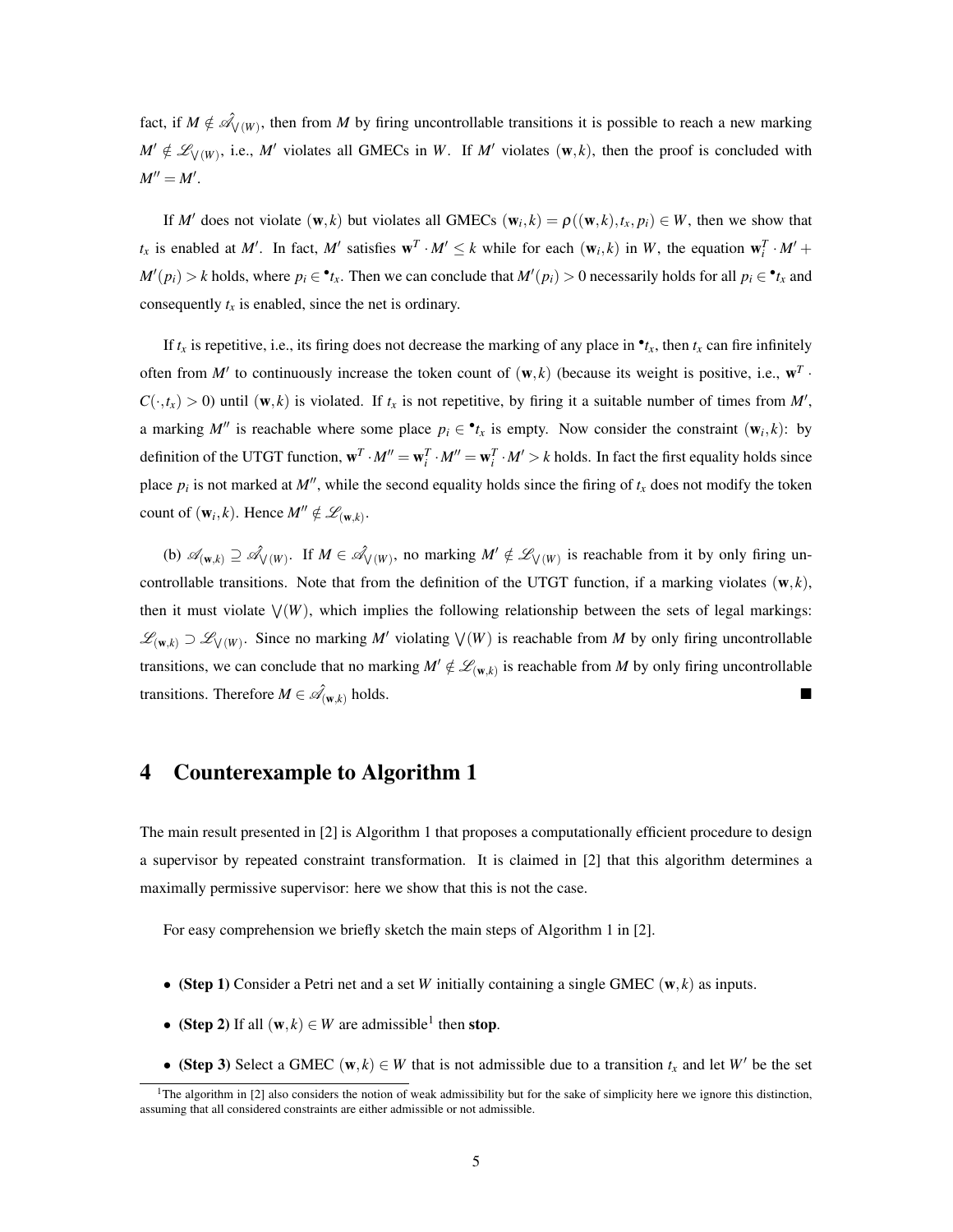fact, if $M \notin \hat{\mathscr{A}}_{\bigvee(W)}$, then from $M$ by firing uncontrollable transitions it is possible to reach a new marking $M' \notin \mathscr{L}_{\bigvee(W)}$, i.e., $M'$ violates all GMECs in $W$. If $M'$ violates $(\mathbf{w}, k)$, then the proof is concluded with $M'' = M'$.

If $M'$ does not violate $(\mathbf{w}, k)$ but violates all GMECs $(\mathbf{w}_i, k) = \rho((\mathbf{w}, k), t_x, p_i) \in W$, then we show that $t_x$ is enabled at $M'$. In fact, $M'$ satisfies $\mathbf{w}^T \cdot M' \leq k$ while for each $(\mathbf{w}_i, k)$ in $W$, the equation $\mathbf{w}_i^T \cdot M' + M'(p_i) > k$ holds, where $p_i \in {}^\bullet t_x$. Then we can conclude that $M'(p_i) > 0$ necessarily holds for all $p_i \in {}^\bullet t_x$ and consequently $t_x$ is enabled, since the net is ordinary.

If $t_x$ is repetitive, i.e., its firing does not decrease the marking of any place in ${}^\bullet t_x$, then $t_x$ can fire infinitely often from $M'$ to continuously increase the token count of $(\mathbf{w}, k)$ (because its weight is positive, i.e., $\mathbf{w}^T \cdot C(\cdot, t_x) > 0$) until $(\mathbf{w}, k)$ is violated. If $t_x$ is not repetitive, by firing it a suitable number of times from $M'$, a marking $M''$ is reachable where some place $p_i \in {}^\bullet t_x$ is empty. Now consider the constraint $(\mathbf{w}_i, k)$: by definition of the UTGT function, $\mathbf{w}^T \cdot M'' = \mathbf{w}_i^T \cdot M'' = \mathbf{w}_i^T \cdot M' > k$ holds. In fact the first equality holds since place $p_i$ is not marked at $M''$, while the second equality holds since the firing of $t_x$ does not modify the token count of $(\mathbf{w}_i, k)$. Hence $M'' \notin \mathscr{L}_{(\mathbf{w},k)}$.

(b) $\mathscr{A}_{(\mathbf{w},k)} \supseteq \hat{\mathscr{A}}_{\bigvee(W)}$. If $M \in \hat{\mathscr{A}}_{\bigvee(W)}$, no marking $M' \notin \mathscr{L}_{\bigvee(W)}$ is reachable from it by only firing uncontrollable transitions. Note that from the definition of the UTGT function, if a marking violates $(\mathbf{w}, k)$, then it must violate $\bigvee(W)$, which implies the following relationship between the sets of legal markings: $\mathscr{L}_{(\mathbf{w},k)} \supset \mathscr{L}_{\bigvee(W)}$. Since no marking $M'$ violating $\bigvee(W)$ is reachable from $M$ by only firing uncontrollable transitions, we can conclude that no marking $M' \notin \mathscr{L}_{(\mathbf{w},k)}$ is reachable from $M$ by only firing uncontrollable transitions. Therefore $M \in \hat{\mathscr{A}}_{(\mathbf{w},k)}$ holds. ■

## 4 Counterexample to Algorithm 1

The main result presented in [2] is Algorithm 1 that proposes a computationally efficient procedure to design a supervisor by repeated constraint transformation. It is claimed in [2] that this algorithm determines a maximally permissive supervisor: here we show that this is not the case.

For easy comprehension we briefly sketch the main steps of Algorithm 1 in [2].

- **(Step 1)** Consider a Petri net and a set $W$ initially containing a single GMEC $(\mathbf{w}, k)$ as inputs.
- **(Step 2)** If all $(\mathbf{w}, k) \in W$ are admissible[1] then **stop**.
- **(Step 3)** Select a GMEC $(\mathbf{w}, k) \in W$ that is not admissible due to a transition $t_x$ and let $W'$ be the set

[1] The algorithm in [2] also considers the notion of weak admissibility but for the sake of simplicity here we ignore this distinction, assuming that all considered constraints are either admissible or not admissible.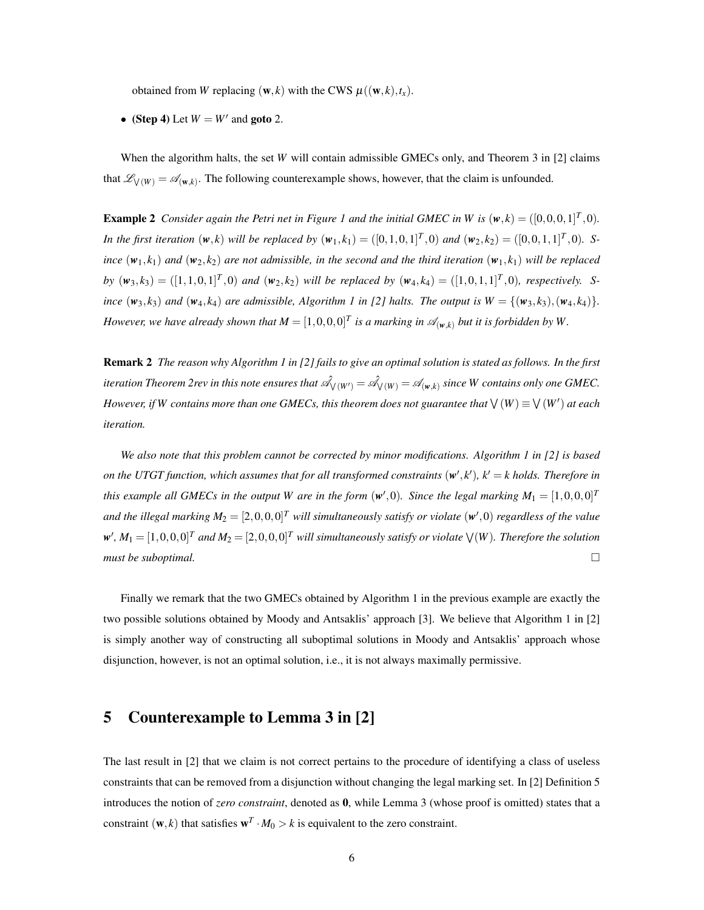obtained from $W$ replacing $(\mathbf{w},k)$ with the CWS $\mu((\mathbf{w},k),t_x)$.

- **(Step 4)** Let $W = W'$ and **goto** 2.

When the algorithm halts, the set $W$ will contain admissible GMECs only, and Theorem 3 in [2] claims that $\mathscr{L}_{\bigvee(W)} = \mathscr{A}_{(\mathbf{w},k)}$. The following counterexample shows, however, that the claim is unfounded.

**Example 2** *Consider again the Petri net in Figure 1 and the initial GMEC in W is* $(\boldsymbol{w},k) = ([0,0,0,1]^T,0)$. *In the first iteration* $(\boldsymbol{w},k)$ *will be replaced by* $(\boldsymbol{w}_1,k_1) = ([0,1,0,1]^T,0)$ *and* $(\boldsymbol{w}_2,k_2) = ([0,0,1,1]^T,0)$. *Since* $(\boldsymbol{w}_1,k_1)$ *and* $(\boldsymbol{w}_2,k_2)$ *are not admissible, in the second and the third iteration* $(\boldsymbol{w}_1,k_1)$ *will be replaced by* $(\boldsymbol{w}_3,k_3) = ([1,1,0,1]^T,0)$ *and* $(\boldsymbol{w}_2,k_2)$ *will be replaced by* $(\boldsymbol{w}_4,k_4) = ([1,0,1,1]^T,0)$*, respectively. Since* $(\boldsymbol{w}_3,k_3)$ *and* $(\boldsymbol{w}_4,k_4)$ *are admissible, Algorithm 1 in [2] halts. The output is* $W = \{(\boldsymbol{w}_3,k_3),(\boldsymbol{w}_4,k_4)\}$. *However, we have already shown that* $M = [1,0,0,0]^T$ *is a marking in* $\mathscr{A}_{(\boldsymbol{w},k)}$ *but it is forbidden by W.*

**Remark 2** *The reason why Algorithm 1 in [2] fails to give an optimal solution is stated as follows. In the first iteration Theorem 2rev in this note ensures that* $\hat{\mathscr{A}}_{\bigvee(W')} = \hat{\mathscr{A}}_{\bigvee(W)} = \mathscr{A}_{(\boldsymbol{w},k)}$ *since W contains only one GMEC. However, if W contains more than one GMECs, this theorem does not guarantee that* $\bigvee(W) \equiv \bigvee(W')$ *at each iteration.*

*We also note that this problem cannot be corrected by minor modifications. Algorithm 1 in [2] is based on the UTGT function, which assumes that for all transformed constraints* $(\boldsymbol{w}',k')$, $k' = k$ *holds. Therefore in this example all GMECs in the output W are in the form* $(\boldsymbol{w}',0)$. *Since the legal marking* $M_1 = [1,0,0,0]^T$ *and the illegal marking* $M_2 = [2,0,0,0]^T$ *will simultaneously satisfy or violate* $(\boldsymbol{w}',0)$ *regardless of the value* $\boldsymbol{w}'$, $M_1 = [1,0,0,0]^T$ *and* $M_2 = [2,0,0,0]^T$ *will simultaneously satisfy or violate* $\bigvee(W)$. *Therefore the solution must be suboptimal.* □

Finally we remark that the two GMECs obtained by Algorithm 1 in the previous example are exactly the two possible solutions obtained by Moody and Antsaklis' approach [3]. We believe that Algorithm 1 in [2] is simply another way of constructing all suboptimal solutions in Moody and Antsaklis' approach whose disjunction, however, is not an optimal solution, i.e., it is not always maximally permissive.

## 5 Counterexample to Lemma 3 in [2]

The last result in [2] that we claim is not correct pertains to the procedure of identifying a class of useless constraints that can be removed from a disjunction without changing the legal marking set. In [2] Definition 5 introduces the notion of *zero constraint*, denoted as **0**, while Lemma 3 (whose proof is omitted) states that a constraint $(\mathbf{w},k)$ that satisfies $\mathbf{w}^T \cdot M_0 > k$ is equivalent to the zero constraint.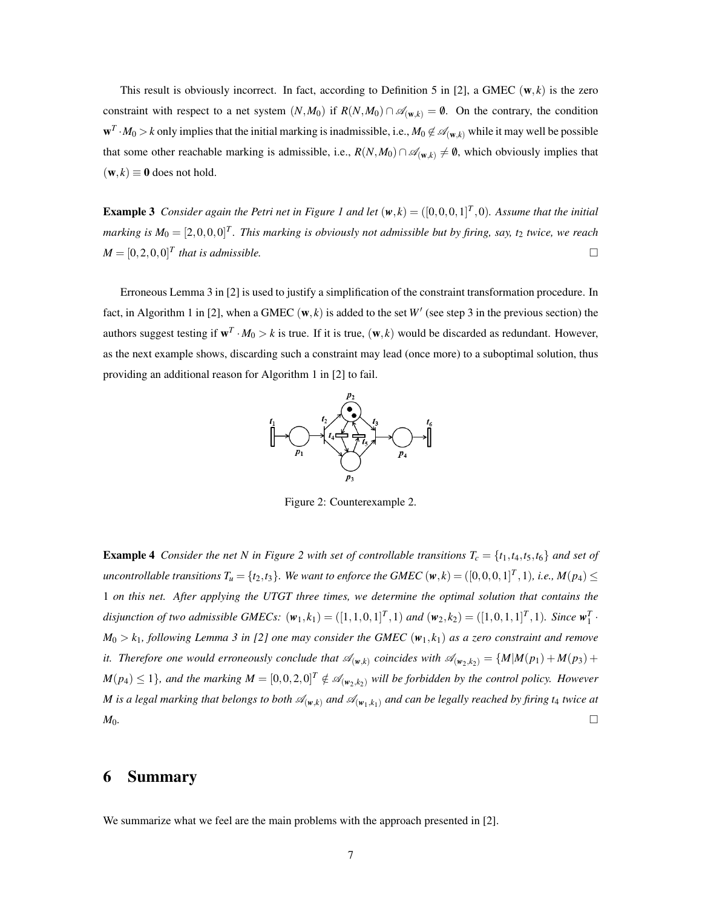This result is obviously incorrect. In fact, according to Definition 5 in [2], a GMEC $(\mathbf{w},k)$ is the zero constraint with respect to a net system $(N,M_0)$ if $R(N,M_0) \cap \mathscr{A}_{(\mathbf{w},k)} = \emptyset$. On the contrary, the condition $\mathbf{w}^T \cdot M_0 > k$ only implies that the initial marking is inadmissible, i.e., $M_0 \notin \mathscr{A}_{(\mathbf{w},k)}$ while it may well be possible that some other reachable marking is admissible, i.e., $R(N,M_0) \cap \mathscr{A}_{(\mathbf{w},k)} \neq \emptyset$, which obviously implies that $(\mathbf{w},k) \equiv \mathbf{0}$ does not hold.

**Example 3** *Consider again the Petri net in Figure 1 and let $(\mathbf{w},k) = ([0,0,0,1]^T, 0)$. Assume that the initial marking is $M_0 = [2,0,0,0]^T$. This marking is obviously not admissible but by firing, say, $t_2$ twice, we reach $M = [0,2,0,0]^T$ that is admissible.* □

Erroneous Lemma 3 in [2] is used to justify a simplification of the constraint transformation procedure. In fact, in Algorithm 1 in [2], when a GMEC $(\mathbf{w},k)$ is added to the set $W'$ (see step 3 in the previous section) the authors suggest testing if $\mathbf{w}^T \cdot M_0 > k$ is true. If it is true, $(\mathbf{w},k)$ would be discarded as redundant. However, as the next example shows, discarding such a constraint may lead (once more) to a suboptimal solution, thus providing an additional reason for Algorithm 1 in [2] to fail.

Figure 2: Counterexample 2.

**Example 4** *Consider the net $N$ in Figure 2 with set of controllable transitions $T_c = \{t_1,t_4,t_5,t_6\}$ and set of uncontrollable transitions $T_u = \{t_2,t_3\}$. We want to enforce the GMEC $(\mathbf{w},k) = ([0,0,0,1]^T, 1)$, i.e., $M(p_4) \leq 1$ on this net. After applying the UTGT three times, we determine the optimal solution that contains the disjunction of two admissible GMECs: $(\mathbf{w}_1,k_1) = ([1,1,0,1]^T, 1)$ and $(\mathbf{w}_2,k_2) = ([1,0,1,1]^T, 1)$. Since $\mathbf{w}_1^T \cdot M_0 > k_1$, following Lemma 3 in [2] one may consider the GMEC $(\mathbf{w}_1,k_1)$ as a zero constraint and remove it. Therefore one would erroneously conclude that $\mathscr{A}_{(\mathbf{w},k)}$ coincides with $\mathscr{A}_{(\mathbf{w}_2,k_2)} = \{M | M(p_1) + M(p_3) + M(p_4) \leq 1\}$, and the marking $M = [0,0,2,0]^T \notin \mathscr{A}_{(\mathbf{w}_2,k_2)}$ will be forbidden by the control policy. However $M$ is a legal marking that belongs to both $\mathscr{A}_{(\mathbf{w},k)}$ and $\mathscr{A}_{(\mathbf{w}_1,k_1)}$ and can be legally reached by firing $t_4$ twice at $M_0$.* □

## 6 Summary

We summarize what we feel are the main problems with the approach presented in [2].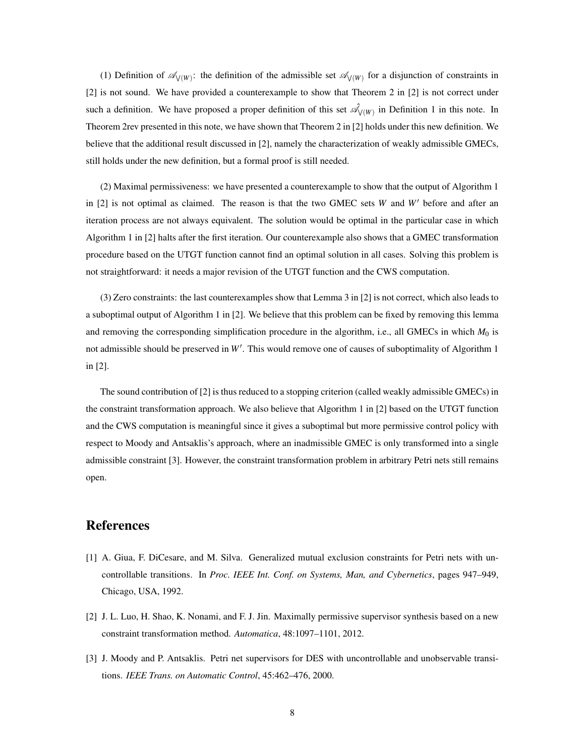(1) Definition of $\mathscr{A}_{\bigvee(W)}$: the definition of the admissible set $\mathscr{A}_{\bigvee(W)}$ for a disjunction of constraints in [2] is not sound. We have provided a counterexample to show that Theorem 2 in [2] is not correct under such a definition. We have proposed a proper definition of this set $\hat{\mathscr{A}}_{\bigvee(W)}$ in Definition 1 in this note. In Theorem 2rev presented in this note, we have shown that Theorem 2 in [2] holds under this new definition. We believe that the additional result discussed in [2], namely the characterization of weakly admissible GMECs, still holds under the new definition, but a formal proof is still needed.

(2) Maximal permissiveness: we have presented a counterexample to show that the output of Algorithm 1 in [2] is not optimal as claimed. The reason is that the two GMEC sets $W$ and $W'$ before and after an iteration process are not always equivalent. The solution would be optimal in the particular case in which Algorithm 1 in [2] halts after the first iteration. Our counterexample also shows that a GMEC transformation procedure based on the UTGT function cannot find an optimal solution in all cases. Solving this problem is not straightforward: it needs a major revision of the UTGT function and the CWS computation.

(3) Zero constraints: the last counterexamples show that Lemma 3 in [2] is not correct, which also leads to a suboptimal output of Algorithm 1 in [2]. We believe that this problem can be fixed by removing this lemma and removing the corresponding simplification procedure in the algorithm, i.e., all GMECs in which $M_0$ is not admissible should be preserved in $W'$. This would remove one of causes of suboptimality of Algorithm 1 in [2].

The sound contribution of [2] is thus reduced to a stopping criterion (called weakly admissible GMECs) in the constraint transformation approach. We also believe that Algorithm 1 in [2] based on the UTGT function and the CWS computation is meaningful since it gives a suboptimal but more permissive control policy with respect to Moody and Antsaklis's approach, where an inadmissible GMEC is only transformed into a single admissible constraint [3]. However, the constraint transformation problem in arbitrary Petri nets still remains open.

## References

[1] A. Giua, F. DiCesare, and M. Silva. Generalized mutual exclusion constraints for Petri nets with uncontrollable transitions. In *Proc. IEEE Int. Conf. on Systems, Man, and Cybernetics*, pages 947–949, Chicago, USA, 1992.

[2] J. L. Luo, H. Shao, K. Nonami, and F. J. Jin. Maximally permissive supervisor synthesis based on a new constraint transformation method. *Automatica*, 48:1097–1101, 2012.

[3] J. Moody and P. Antsaklis. Petri net supervisors for DES with uncontrollable and unobservable transitions. *IEEE Trans. on Automatic Control*, 45:462–476, 2000.